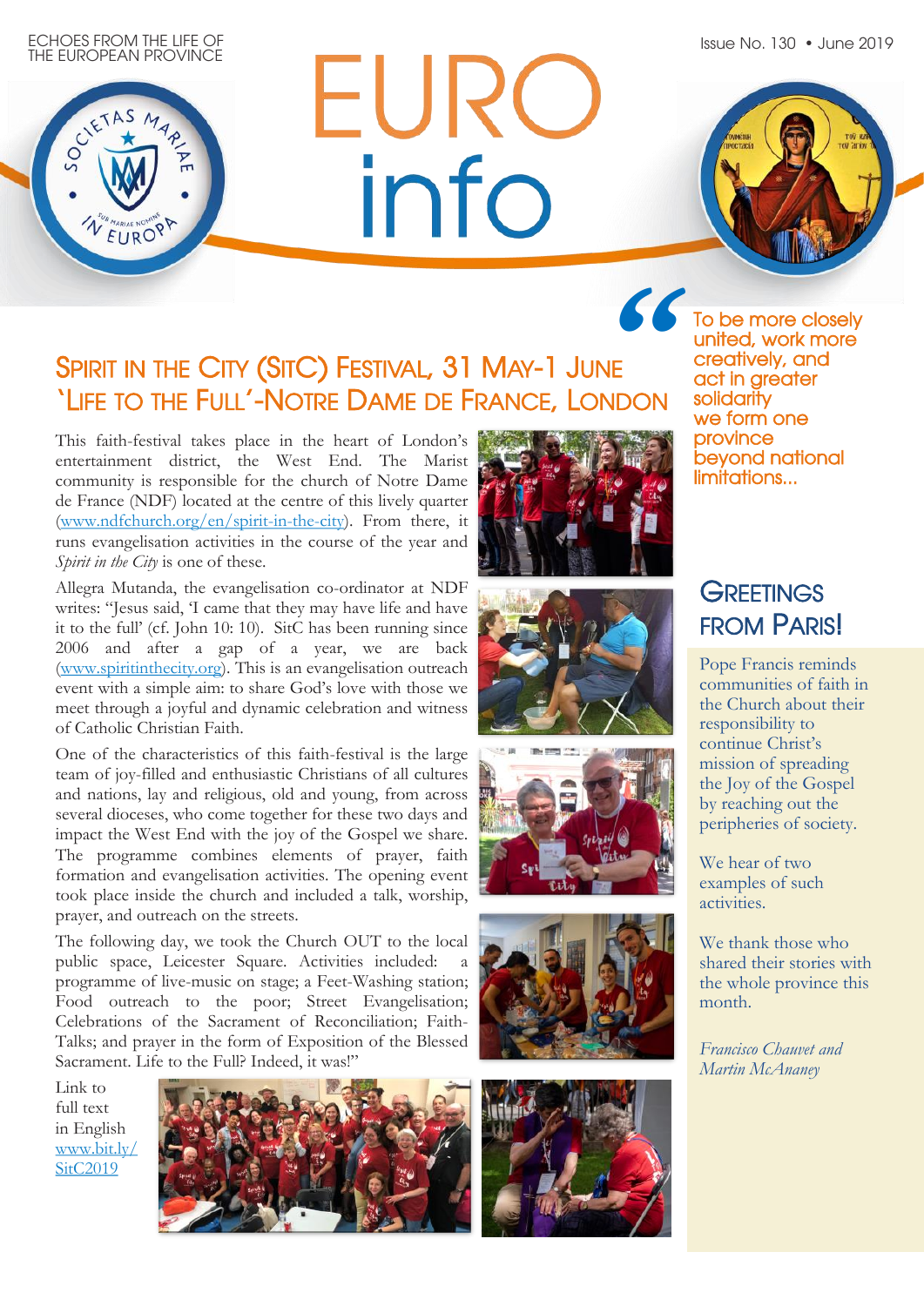ECHOES FROM THE LIFE OF THE EUROPEAN PROVINCE

Issue No. 130 • June 2019

# EURO info

> To be more closely united, work more creatively, and act in greater solidarity we form one province beyond national limitations...

## GREETINGS FROM PARIS!

Pope Francis reminds communities of faith in the Church about their responsibility to continue Christ's mission of spreading the Joy of the Gospel by reaching out the peripheries of society.

We hear of two examples of such activities.

We thank those who shared their stories with the whole province this month.

*Francisco Chauvet and Martin McAnaney*

## SPIRIT IN THE CITY (SITC) FESTIVAL, 31 MAY-1 JUNE 'LIFE TO THE FULL'-NOTRE DAME DE FRANCE, LONDON

This faith-festival takes place in the heart of London's entertainment district, the West End. The Marist community is responsible for the church of Notre Dame de France (NDF) located at the centre of this lively quarter (www.ndfchurch.org/en/spirit-in-the-city). From there, it runs evangelisation activities in the course of the year and *Spirit in the City* is one of these.

Allegra Mutanda, the evangelisation co-ordinator at NDF writes: "Jesus said, 'I came that they may have life and have it to the full' (cf. John 10: 10). SitC has been running since 2006 and after a gap of a year, we are back (www.spiritinthecity.org). This is an evangelisation outreach event with a simple aim: to share God's love with those we meet through a joyful and dynamic celebration and witness of Catholic Christian Faith.

One of the characteristics of this faith-festival is the large team of joy-filled and enthusiastic Christians of all cultures and nations, lay and religious, old and young, from across several dioceses, who come together for these two days and impact the West End with the joy of the Gospel we share. The programme combines elements of prayer, faith formation and evangelisation activities. The opening event took place inside the church and included a talk, worship, prayer, and outreach on the streets.

The following day, we took the Church OUT to the local public space, Leicester Square. Activities included: a programme of live-music on stage; a Feet-Washing station; Food outreach to the poor; Street Evangelisation; Celebrations of the Sacrament of Reconciliation; Faith-Talks; and prayer in the form of Exposition of the Blessed Sacrament. Life to the Full? Indeed, it was!"

Link to full text in English www.bit.ly/SitC2019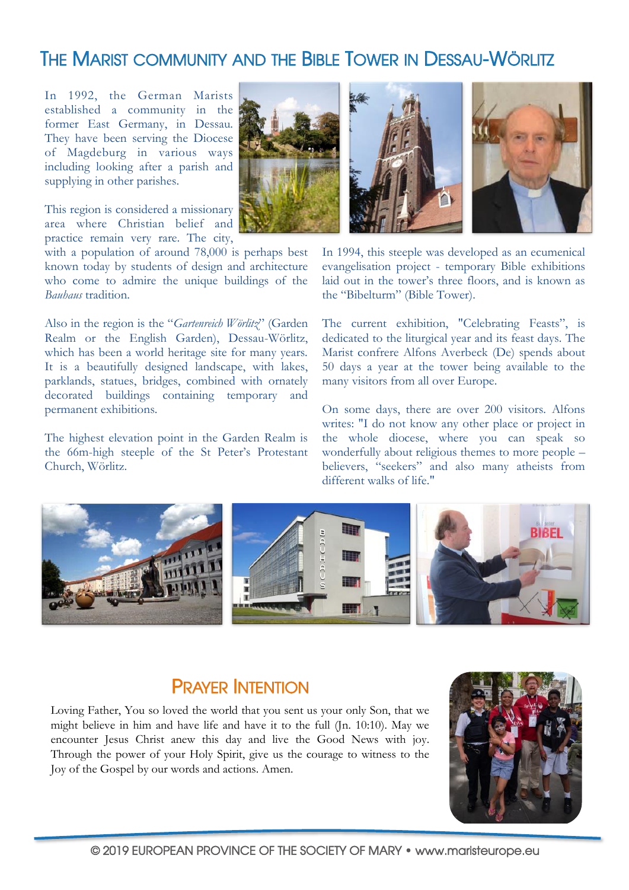## The Marist community and the Bible Tower in Dessau-Wörlitz

In 1992, the German Marists established a community in the former East Germany, in Dessau. They have been serving the Diocese of Magdeburg in various ways including looking after a parish and supplying in other parishes.

This region is considered a missionary area where Christian belief and practice remain very rare. The city, with a population of around 78,000 is perhaps best known today by students of design and architecture who come to admire the unique buildings of the *Bauhaus* tradition.

Also in the region is the "*Gartenreich Wörlitz*" (Garden Realm or the English Garden), Dessau-Wörlitz, which has been a world heritage site for many years. It is a beautifully designed landscape, with lakes, parklands, statues, bridges, combined with ornately decorated buildings containing temporary and permanent exhibitions.

The highest elevation point in the Garden Realm is the 66m-high steeple of the St Peter's Protestant Church, Wörlitz.

In 1994, this steeple was developed as an ecumenical evangelisation project - temporary Bible exhibitions laid out in the tower's three floors, and is known as the "Bibelturm" (Bible Tower).

The current exhibition, "Celebrating Feasts", is dedicated to the liturgical year and its feast days. The Marist confrere Alfons Averbeck (De) spends about 50 days a year at the tower being available to the many visitors from all over Europe.

On some days, there are over 200 visitors. Alfons writes: "I do not know any other place or project in the whole diocese, where you can speak so wonderfully about religious themes to more people – believers, "seekers" and also many atheists from different walks of life."

## Prayer Intention

Loving Father, You so loved the world that you sent us your only Son, that we might believe in him and have life and have it to the full (Jn. 10:10). May we encounter Jesus Christ anew this day and live the Good News with joy. Through the power of your Holy Spirit, give us the courage to witness to the Joy of the Gospel by our words and actions. Amen.

© 2019 EUROPEAN PROVINCE OF THE SOCIETY OF MARY • www.maristeurope.eu